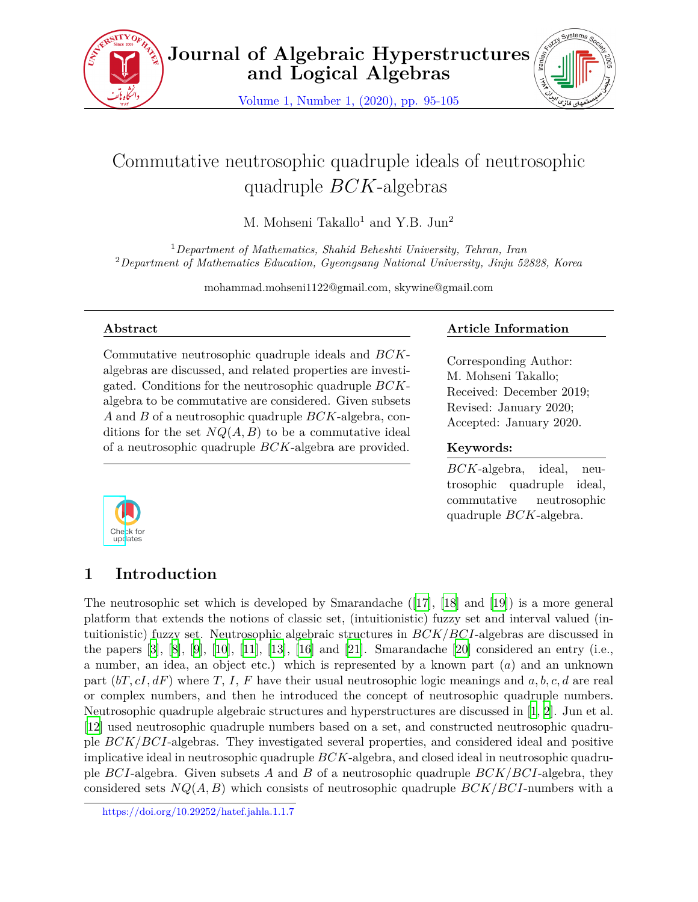# Commutative neutrosophic quadruple ideals of neutrosophic quadruple $BCK$-algebras

M. Mohseni Takallo[1] and Y.B. Jun[2]

[1] *Department of Mathematics, Shahid Beheshti University, Tehran, Iran*
[2] *Department of Mathematics Education, Gyeongsang National University, Jinju 52828, Korea*

mohammad.mohseni1122@gmail.com, skywine@gmail.com

## Abstract

Commutative neutrosophic quadruple ideals and $BCK$-algebras are discussed, and related properties are investigated. Conditions for the neutrosophic quadruple $BCK$-algebra to be commutative are considered. Given subsets $A$ and $B$ of a neutrosophic quadruple $BCK$-algebra, conditions for the set $NQ(A, B)$ to be a commutative ideal of a neutrosophic quadruple $BCK$-algebra are provided.

## Article Information

Corresponding Author: M. Mohseni Takallo;
Received: December 2019;
Revised: January 2020;
Accepted: January 2020.

## Keywords:

$BCK$-algebra, ideal, neutrosophic quadruple ideal, commutative neutrosophic quadruple $BCK$-algebra.

## 1 Introduction

The neutrosophic set which is developed by Smarandache ([17], [18] and [19]) is a more general platform that extends the notions of classic set, (intuitionistic) fuzzy set and interval valued (intuitionistic) fuzzy set. Neutrosophic algebraic structures in $BCK/BCI$-algebras are discussed in the papers [3], [8], [9], [10], [11], [13], [16] and [21]. Smarandache [20] considered an entry (i.e., a number, an idea, an object etc.) which is represented by a known part ($a$) and an unknown part ($bT, cI, dF$) where $T$, $I$, $F$ have their usual neutrosophic logic meanings and $a, b, c, d$ are real or complex numbers, and then he introduced the concept of neutrosophic quadruple numbers. Neutrosophic quadruple algebraic structures and hyperstructures are discussed in [1, 2]. Jun et al. [12] used neutrosophic quadruple numbers based on a set, and constructed neutrosophic quadruple $BCK/BCI$-algebras. They investigated several properties, and considered ideal and positive implicative ideal in neutrosophic quadruple $BCK$-algebra, and closed ideal in neutrosophic quadruple $BCI$-algebra. Given subsets $A$ and $B$ of a neutrosophic quadruple $BCK/BCI$-algebra, they considered sets $NQ(A, B)$ which consists of neutrosophic quadruple $BCK/BCI$-numbers with a

https://doi.org/10.29252/hatef.jahla.1.1.7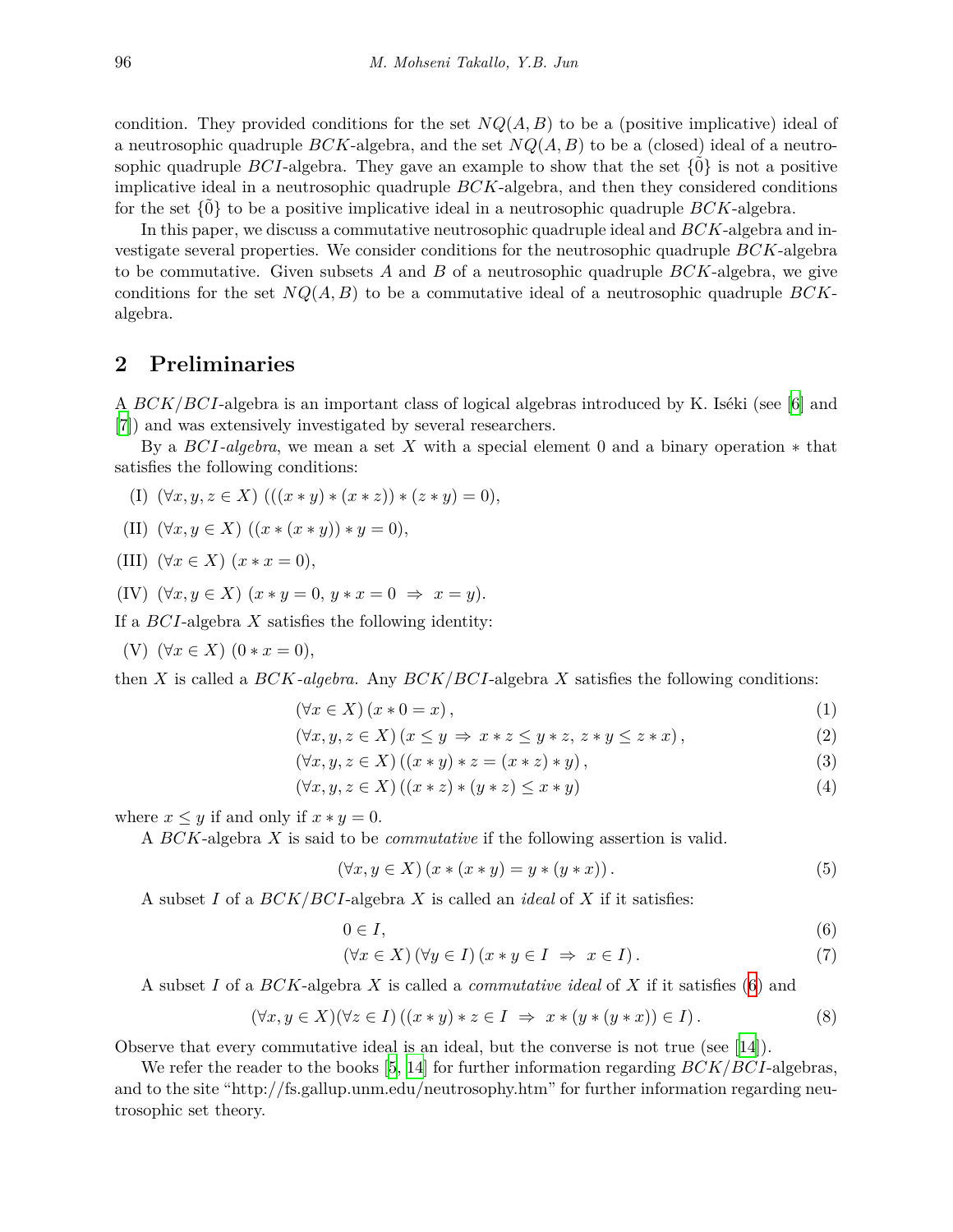condition. They provided conditions for the set $NQ(A, B)$ to be a (positive implicative) ideal of a neutrosophic quadruple $BCK$-algebra, and the set $NQ(A, B)$ to be a (closed) ideal of a neutrosophic quadruple $BCI$-algebra. They gave an example to show that the set $\{\tilde{0}\}$ is not a positive implicative ideal in a neutrosophic quadruple $BCK$-algebra, and then they considered conditions for the set $\{\tilde{0}\}$ to be a positive implicative ideal in a neutrosophic quadruple $BCK$-algebra.

In this paper, we discuss a commutative neutrosophic quadruple ideal and $BCK$-algebra and investigate several properties. We consider conditions for the neutrosophic quadruple $BCK$-algebra to be commutative. Given subsets $A$ and $B$ of a neutrosophic quadruple $BCK$-algebra, we give conditions for the set $NQ(A, B)$ to be a commutative ideal of a neutrosophic quadruple $BCK$-algebra.

## 2 Preliminaries

A $BCK/BCI$-algebra is an important class of logical algebras introduced by K. Iséki (see [6] and [7]) and was extensively investigated by several researchers.

By a *$BCI$-algebra*, we mean a set $X$ with a special element 0 and a binary operation $*$ that satisfies the following conditions:

(I) $(\forall x, y, z \in X)$ $(((x * y) * (x * z)) * (z * y) = 0)$,

(II) $(\forall x, y \in X)$ $((x * (x * y)) * y = 0)$,

(III) $(\forall x \in X)$ $(x * x = 0)$,

(IV) $(\forall x, y \in X)$ $(x * y = 0,\ y * x = 0 \ \Rightarrow\ x = y)$.

If a $BCI$-algebra $X$ satisfies the following identity:

(V) $(\forall x \in X)$ $(0 * x = 0)$,

then $X$ is called a *$BCK$-algebra.* Any $BCK/BCI$-algebra $X$ satisfies the following conditions:

$$(\forall x \in X)\,(x * 0 = x)\,, \tag{1}$$

$$(\forall x, y, z \in X)\,(x \leq y \ \Rightarrow\ x * z \leq y * z,\ z * y \leq z * x)\,, \tag{2}$$

$$(\forall x, y, z \in X)\,((x * y) * z = (x * z) * y)\,, \tag{3}$$

$$(\forall x, y, z \in X)\,((x * z) * (y * z) \leq x * y) \tag{4}$$

where $x \leq y$ if and only if $x * y = 0$.

A $BCK$-algebra $X$ is said to be *commutative* if the following assertion is valid.

$$(\forall x, y \in X)\,(x * (x * y) = y * (y * x))\,. \tag{5}$$

A subset $I$ of a $BCK/BCI$-algebra $X$ is called an *ideal* of $X$ if it satisfies:

$$0 \in I, \tag{6}$$

$$(\forall x \in X)\,(\forall y \in I)\,(x * y \in I \ \Rightarrow\ x \in I)\,. \tag{7}$$

A subset $I$ of a $BCK$-algebra $X$ is called a *commutative ideal* of $X$ if it satisfies (6) and

$$(\forall x, y \in X)(\forall z \in I)\,((x * y) * z \in I \ \Rightarrow\ x * (y * (y * x)) \in I)\,. \tag{8}$$

Observe that every commutative ideal is an ideal, but the converse is not true (see [14]).

We refer the reader to the books [5, 14] for further information regarding $BCK/BCI$-algebras, and to the site "http://fs.gallup.unm.edu/neutrosophy.htm" for further information regarding neutrosophic set theory.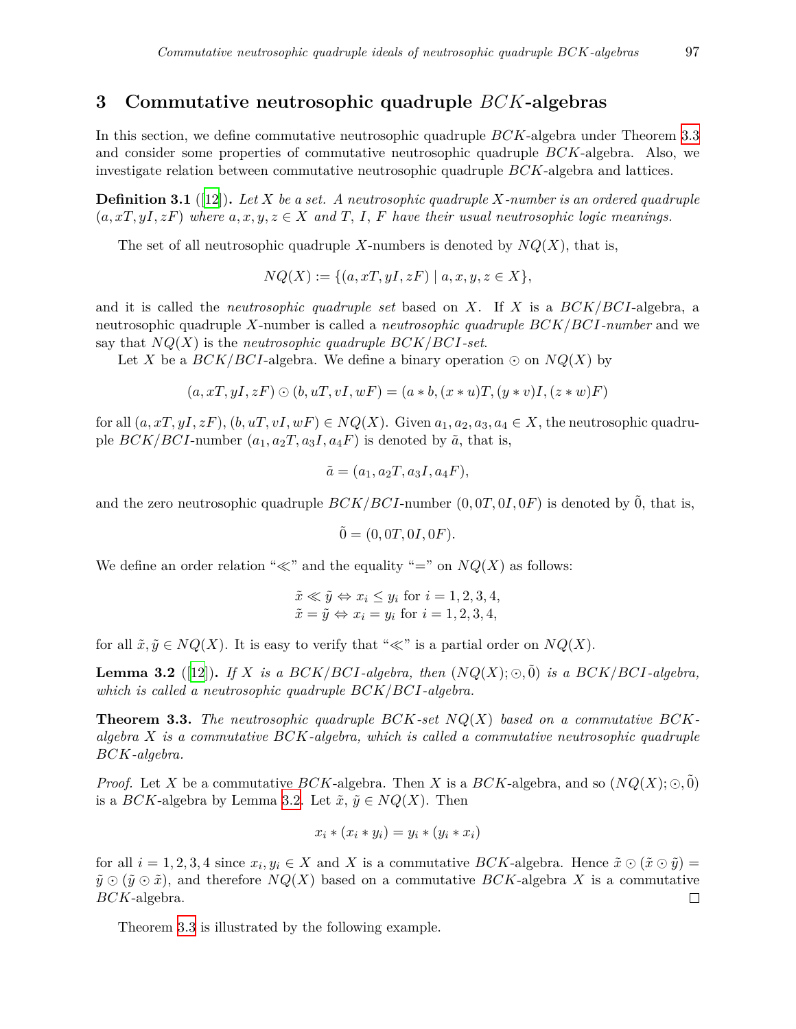## 3 Commutative neutrosophic quadruple $BCK$-algebras

In this section, we define commutative neutrosophic quadruple $BCK$-algebra under Theorem 3.3 and consider some properties of commutative neutrosophic quadruple $BCK$-algebra. Also, we investigate relation between commutative neutrosophic quadruple $BCK$-algebra and lattices.

**Definition 3.1** ([12]). *Let $X$ be a set. A neutrosophic quadruple $X$-number is an ordered quadruple $(a, xT, yI, zF)$ where $a, x, y, z \in X$ and $T$, $I$, $F$ have their usual neutrosophic logic meanings.*

The set of all neutrosophic quadruple $X$-numbers is denoted by $NQ(X)$, that is,

$$NQ(X) := \{(a, xT, yI, zF) \mid a, x, y, z \in X\},$$

and it is called the *neutrosophic quadruple set* based on $X$. If $X$ is a $BCK/BCI$-algebra, a neutrosophic quadruple $X$-number is called a *neutrosophic quadruple $BCK/BCI$-number* and we say that $NQ(X)$ is the *neutrosophic quadruple $BCK/BCI$-set*.

Let $X$ be a $BCK/BCI$-algebra. We define a binary operation $\odot$ on $NQ(X)$ by

$$(a, xT, yI, zF) \odot (b, uT, vI, wF) = (a * b, (x * u)T, (y * v)I, (z * w)F)$$

for all $(a, xT, yI, zF), (b, uT, vI, wF) \in NQ(X)$. Given $a_1, a_2, a_3, a_4 \in X$, the neutrosophic quadruple $BCK/BCI$-number $(a_1, a_2T, a_3I, a_4F)$ is denoted by $\tilde{a}$, that is,

$$\tilde{a} = (a_1, a_2T, a_3I, a_4F),$$

and the zero neutrosophic quadruple $BCK/BCI$-number $(0, 0T, 0I, 0F)$ is denoted by $\tilde{0}$, that is,

$$\tilde{0} = (0, 0T, 0I, 0F).$$

We define an order relation "$\ll$" and the equality "$=$" on $NQ(X)$ as follows:

$$\tilde{x} \ll \tilde{y} \Leftrightarrow x_i \leq y_i \text{ for } i = 1, 2, 3, 4,$$
$$\tilde{x} = \tilde{y} \Leftrightarrow x_i = y_i \text{ for } i = 1, 2, 3, 4,$$

for all $\tilde{x}, \tilde{y} \in NQ(X)$. It is easy to verify that "$\ll$" is a partial order on $NQ(X)$.

**Lemma 3.2** ([12]). *If $X$ is a $BCK/BCI$-algebra, then $(NQ(X); \odot, \tilde{0})$ is a $BCK/BCI$-algebra, which is called a neutrosophic quadruple $BCK/BCI$-algebra.*

**Theorem 3.3.** *The neutrosophic quadruple $BCK$-set $NQ(X)$ based on a commutative $BCK$-algebra $X$ is a commutative $BCK$-algebra, which is called a commutative neutrosophic quadruple $BCK$-algebra.*

*Proof.* Let $X$ be a commutative $BCK$-algebra. Then $X$ is a $BCK$-algebra, and so $(NQ(X); \odot, \tilde{0})$ is a $BCK$-algebra by Lemma 3.2. Let $\tilde{x}$, $\tilde{y} \in NQ(X)$. Then

$$x_i * (x_i * y_i) = y_i * (y_i * x_i)$$

for all $i = 1, 2, 3, 4$ since $x_i, y_i \in X$ and $X$ is a commutative $BCK$-algebra. Hence $\tilde{x} \odot (\tilde{x} \odot \tilde{y}) = \tilde{y} \odot (\tilde{y} \odot \tilde{x})$, and therefore $NQ(X)$ based on a commutative $BCK$-algebra $X$ is a commutative $BCK$-algebra. $\square$

Theorem 3.3 is illustrated by the following example.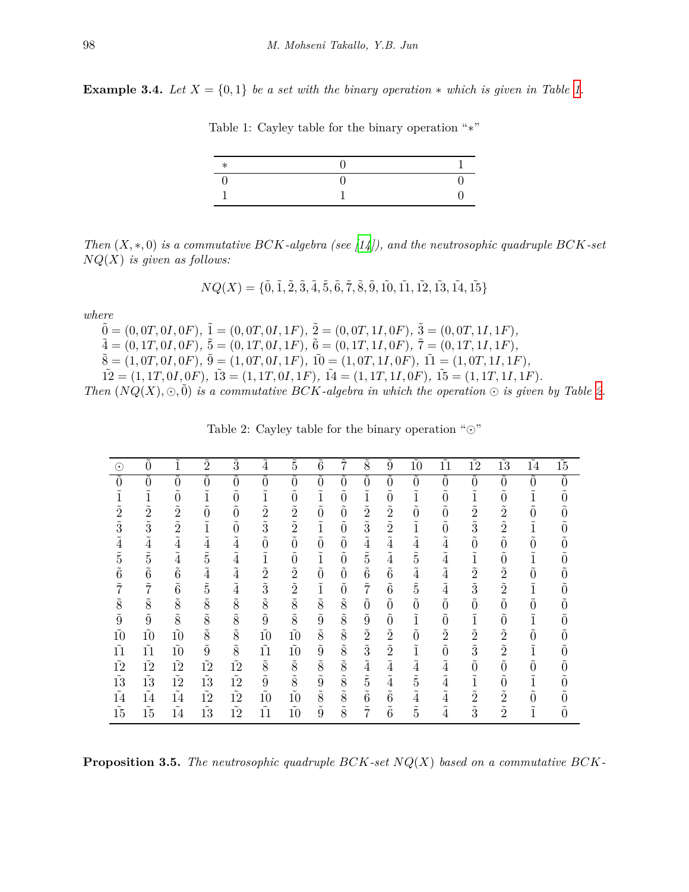**Example 3.4.** *Let $X = \{0, 1\}$ be a set with the binary operation $*$ which is given in Table 1.*

Table 1: Cayley table for the binary operation "$*$"

| $*$ | 0 | 1 |
|---|---|---|
| 0 | 0 | 0 |
| 1 | 1 | 0 |

*Then $(X, *, 0)$ is a commutative BCK-algebra (see [14]), and the neutrosophic quadruple BCK-set $NQ(X)$ is given as follows:*

$$NQ(X) = \{\tilde{0}, \tilde{1}, \tilde{2}, \tilde{3}, \tilde{4}, \tilde{5}, \tilde{6}, \tilde{7}, \tilde{8}, \tilde{9}, \tilde{10}, \tilde{11}, \tilde{12}, \tilde{13}, \tilde{14}, \tilde{15}\}$$

*where*

$\tilde{0} = (0, 0T, 0I, 0F)$, $\tilde{1} = (0, 0T, 0I, 1F)$, $\tilde{2} = (0, 0T, 1I, 0F)$, $\tilde{3} = (0, 0T, 1I, 1F)$,
$\tilde{4} = (0, 1T, 0I, 0F)$, $\tilde{5} = (0, 1T, 0I, 1F)$, $\tilde{6} = (0, 1T, 1I, 0F)$, $\tilde{7} = (0, 1T, 1I, 1F)$,
$\tilde{8} = (1, 0T, 0I, 0F)$, $\tilde{9} = (1, 0T, 0I, 1F)$, $\tilde{10} = (1, 0T, 1I, 0F)$, $\tilde{11} = (1, 0T, 1I, 1F)$,
$\tilde{12} = (1, 1T, 0I, 0F)$, $\tilde{13} = (1, 1T, 0I, 1F)$, $\tilde{14} = (1, 1T, 1I, 0F)$, $\tilde{15} = (1, 1T, 1I, 1F)$.
*Then $(NQ(X), \odot, \tilde{0})$ is a commutative BCK-algebra in which the operation $\odot$ is given by Table 2.*

Table 2: Cayley table for the binary operation "$\odot$"

| $\odot$ | $\tilde{0}$ | $\tilde{1}$ | $\tilde{2}$ | $\tilde{3}$ | $\tilde{4}$ | $\tilde{5}$ | $\tilde{6}$ | $\tilde{7}$ | $\tilde{8}$ | $\tilde{9}$ | $\tilde{10}$ | $\tilde{11}$ | $\tilde{12}$ | $\tilde{13}$ | $\tilde{14}$ | $\tilde{15}$ |
|---|---|---|---|---|---|---|---|---|---|---|---|---|---|---|---|---|
| $\tilde{0}$ | $\tilde{0}$ | $\tilde{0}$ | $\tilde{0}$ | $\tilde{0}$ | $\tilde{0}$ | $\tilde{0}$ | $\tilde{0}$ | $\tilde{0}$ | $\tilde{0}$ | $\tilde{0}$ | $\tilde{0}$ | $\tilde{0}$ | $\tilde{0}$ | $\tilde{0}$ | $\tilde{0}$ | $\tilde{0}$ |
| $\tilde{1}$ | $\tilde{1}$ | $\tilde{0}$ | $\tilde{1}$ | $\tilde{0}$ | $\tilde{1}$ | $\tilde{0}$ | $\tilde{1}$ | $\tilde{0}$ | $\tilde{1}$ | $\tilde{0}$ | $\tilde{1}$ | $\tilde{0}$ | $\tilde{1}$ | $\tilde{0}$ | $\tilde{1}$ | $\tilde{0}$ |
| $\tilde{2}$ | $\tilde{2}$ | $\tilde{2}$ | $\tilde{0}$ | $\tilde{0}$ | $\tilde{2}$ | $\tilde{2}$ | $\tilde{0}$ | $\tilde{0}$ | $\tilde{2}$ | $\tilde{2}$ | $\tilde{0}$ | $\tilde{0}$ | $\tilde{2}$ | $\tilde{2}$ | $\tilde{0}$ | $\tilde{0}$ |
| $\tilde{3}$ | $\tilde{3}$ | $\tilde{2}$ | $\tilde{1}$ | $\tilde{0}$ | $\tilde{3}$ | $\tilde{2}$ | $\tilde{1}$ | $\tilde{0}$ | $\tilde{3}$ | $\tilde{2}$ | $\tilde{1}$ | $\tilde{0}$ | $\tilde{3}$ | $\tilde{2}$ | $\tilde{1}$ | $\tilde{0}$ |
| $\tilde{4}$ | $\tilde{4}$ | $\tilde{4}$ | $\tilde{4}$ | $\tilde{4}$ | $\tilde{0}$ | $\tilde{0}$ | $\tilde{0}$ | $\tilde{0}$ | $\tilde{4}$ | $\tilde{4}$ | $\tilde{4}$ | $\tilde{4}$ | $\tilde{0}$ | $\tilde{0}$ | $\tilde{0}$ | $\tilde{0}$ |
| $\tilde{5}$ | $\tilde{5}$ | $\tilde{4}$ | $\tilde{5}$ | $\tilde{4}$ | $\tilde{1}$ | $\tilde{0}$ | $\tilde{1}$ | $\tilde{0}$ | $\tilde{5}$ | $\tilde{4}$ | $\tilde{5}$ | $\tilde{4}$ | $\tilde{1}$ | $\tilde{0}$ | $\tilde{1}$ | $\tilde{0}$ |
| $\tilde{6}$ | $\tilde{6}$ | $\tilde{6}$ | $\tilde{4}$ | $\tilde{4}$ | $\tilde{2}$ | $\tilde{2}$ | $\tilde{0}$ | $\tilde{0}$ | $\tilde{6}$ | $\tilde{6}$ | $\tilde{4}$ | $\tilde{4}$ | $\tilde{2}$ | $\tilde{2}$ | $\tilde{0}$ | $\tilde{0}$ |
| $\tilde{7}$ | $\tilde{7}$ | $\tilde{6}$ | $\tilde{5}$ | $\tilde{4}$ | $\tilde{3}$ | $\tilde{2}$ | $\tilde{1}$ | $\tilde{0}$ | $\tilde{7}$ | $\tilde{6}$ | $\tilde{5}$ | $\tilde{4}$ | $\tilde{3}$ | $\tilde{2}$ | $\tilde{1}$ | $\tilde{0}$ |
| $\tilde{8}$ | $\tilde{8}$ | $\tilde{8}$ | $\tilde{8}$ | $\tilde{8}$ | $\tilde{8}$ | $\tilde{8}$ | $\tilde{8}$ | $\tilde{8}$ | $\tilde{0}$ | $\tilde{0}$ | $\tilde{0}$ | $\tilde{0}$ | $\tilde{0}$ | $\tilde{0}$ | $\tilde{0}$ | $\tilde{0}$ |
| $\tilde{9}$ | $\tilde{9}$ | $\tilde{8}$ | $\tilde{9}$ | $\tilde{8}$ | $\tilde{9}$ | $\tilde{8}$ | $\tilde{9}$ | $\tilde{8}$ | $\tilde{1}$ | $\tilde{0}$ | $\tilde{1}$ | $\tilde{0}$ | $\tilde{1}$ | $\tilde{0}$ | $\tilde{1}$ | $\tilde{0}$ |
| $\tilde{10}$ | $\tilde{10}$ | $\tilde{10}$ | $\tilde{8}$ | $\tilde{8}$ | $\tilde{10}$ | $\tilde{10}$ | $\tilde{8}$ | $\tilde{8}$ | $\tilde{2}$ | $\tilde{2}$ | $\tilde{0}$ | $\tilde{0}$ | $\tilde{2}$ | $\tilde{2}$ | $\tilde{0}$ | $\tilde{0}$ |
| $\tilde{11}$ | $\tilde{11}$ | $\tilde{10}$ | $\tilde{9}$ | $\tilde{8}$ | $\tilde{11}$ | $\tilde{10}$ | $\tilde{9}$ | $\tilde{8}$ | $\tilde{3}$ | $\tilde{2}$ | $\tilde{1}$ | $\tilde{0}$ | $\tilde{3}$ | $\tilde{2}$ | $\tilde{1}$ | $\tilde{0}$ |
| $\tilde{12}$ | $\tilde{12}$ | $\tilde{12}$ | $\tilde{12}$ | $\tilde{12}$ | $\tilde{8}$ | $\tilde{8}$ | $\tilde{8}$ | $\tilde{8}$ | $\tilde{4}$ | $\tilde{4}$ | $\tilde{4}$ | $\tilde{4}$ | $\tilde{0}$ | $\tilde{0}$ | $\tilde{0}$ | $\tilde{0}$ |
| $\tilde{13}$ | $\tilde{13}$ | $\tilde{12}$ | $\tilde{13}$ | $\tilde{12}$ | $\tilde{9}$ | $\tilde{8}$ | $\tilde{9}$ | $\tilde{8}$ | $\tilde{5}$ | $\tilde{4}$ | $\tilde{5}$ | $\tilde{4}$ | $\tilde{1}$ | $\tilde{0}$ | $\tilde{1}$ | $\tilde{0}$ |
| $\tilde{14}$ | $\tilde{14}$ | $\tilde{14}$ | $\tilde{12}$ | $\tilde{12}$ | $\tilde{10}$ | $\tilde{10}$ | $\tilde{8}$ | $\tilde{8}$ | $\tilde{6}$ | $\tilde{6}$ | $\tilde{4}$ | $\tilde{4}$ | $\tilde{2}$ | $\tilde{2}$ | $\tilde{0}$ | $\tilde{0}$ |
| $\tilde{15}$ | $\tilde{15}$ | $\tilde{14}$ | $\tilde{13}$ | $\tilde{12}$ | $\tilde{11}$ | $\tilde{10}$ | $\tilde{9}$ | $\tilde{8}$ | $\tilde{7}$ | $\tilde{6}$ | $\tilde{5}$ | $\tilde{4}$ | $\tilde{3}$ | $\tilde{2}$ | $\tilde{1}$ | $\tilde{0}$ |

**Proposition 3.5.** *The neutrosophic quadruple BCK-set $NQ(X)$ based on a commutative BCK-*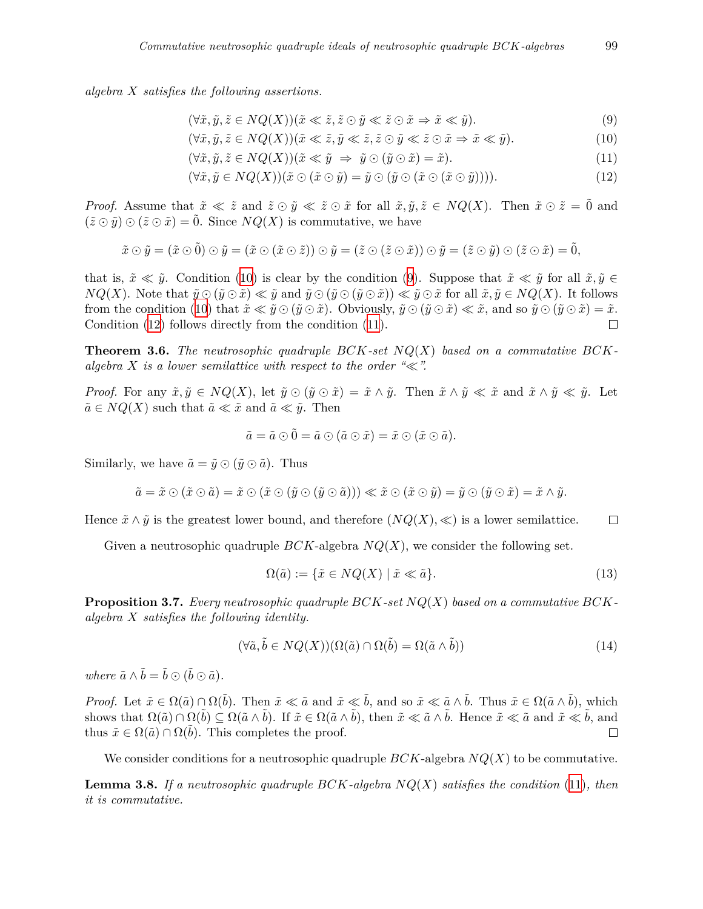*algebra $X$ satisfies the following assertions.*

$$(\forall \tilde{x}, \tilde{y}, \tilde{z} \in NQ(X))(\tilde{x} \ll \tilde{z}, \tilde{z} \odot \tilde{y} \ll \tilde{z} \odot \tilde{x} \Rightarrow \tilde{x} \ll \tilde{y}). \tag{9}$$

$$(\forall \tilde{x}, \tilde{y}, \tilde{z} \in NQ(X))(\tilde{x} \ll \tilde{z}, \tilde{y} \ll \tilde{z}, \tilde{z} \odot \tilde{y} \ll \tilde{z} \odot \tilde{x} \Rightarrow \tilde{x} \ll \tilde{y}). \tag{10}$$

$$(\forall \tilde{x}, \tilde{y}, \tilde{z} \in NQ(X))(\tilde{x} \ll \tilde{y} \ \Rightarrow \ \tilde{y} \odot (\tilde{y} \odot \tilde{x}) = \tilde{x}). \tag{11}$$

$$(\forall \tilde{x}, \tilde{y} \in NQ(X))(\tilde{x} \odot (\tilde{x} \odot \tilde{y}) = \tilde{y} \odot (\tilde{y} \odot (\tilde{x} \odot (\tilde{x} \odot \tilde{y})))). \tag{12}$$

*Proof.* Assume that $\tilde{x} \ll \tilde{z}$ and $\tilde{z} \odot \tilde{y} \ll \tilde{z} \odot \tilde{x}$ for all $\tilde{x}, \tilde{y}, \tilde{z} \in NQ(X)$. Then $\tilde{x} \odot \tilde{z} = \tilde{0}$ and $(\tilde{z} \odot \tilde{y}) \odot (\tilde{z} \odot \tilde{x}) = \tilde{0}$. Since $NQ(X)$ is commutative, we have

$$\tilde{x} \odot \tilde{y} = (\tilde{x} \odot \tilde{0}) \odot \tilde{y} = (\tilde{x} \odot (\tilde{x} \odot \tilde{z})) \odot \tilde{y} = (\tilde{z} \odot (\tilde{z} \odot \tilde{x})) \odot \tilde{y} = (\tilde{z} \odot \tilde{y}) \odot (\tilde{z} \odot \tilde{x}) = \tilde{0},$$

that is, $\tilde{x} \ll \tilde{y}$. Condition (10) is clear by the condition (9). Suppose that $\tilde{x} \ll \tilde{y}$ for all $\tilde{x}, \tilde{y} \in NQ(X)$. Note that $\tilde{y} \odot (\tilde{y} \odot \tilde{x}) \ll \tilde{y}$ and $\tilde{y} \odot (\tilde{y} \odot (\tilde{y} \odot \tilde{x})) \ll \tilde{y} \odot \tilde{x}$ for all $\tilde{x}, \tilde{y} \in NQ(X)$. It follows from the condition (10) that $\tilde{x} \ll \tilde{y} \odot (\tilde{y} \odot \tilde{x})$. Obviously, $\tilde{y} \odot (\tilde{y} \odot \tilde{x}) \ll \tilde{x}$, and so $\tilde{y} \odot (\tilde{y} \odot \tilde{x}) = \tilde{x}$. Condition (12) follows directly from the condition (11). □

**Theorem 3.6.** *The neutrosophic quadruple BCK-set $NQ(X)$ based on a commutative BCK-algebra $X$ is a lower semilattice with respect to the order "$\ll$".*

*Proof.* For any $\tilde{x}, \tilde{y} \in NQ(X)$, let $\tilde{y} \odot (\tilde{y} \odot \tilde{x}) = \tilde{x} \wedge \tilde{y}$. Then $\tilde{x} \wedge \tilde{y} \ll \tilde{x}$ and $\tilde{x} \wedge \tilde{y} \ll \tilde{y}$. Let $\tilde{a} \in NQ(X)$ such that $\tilde{a} \ll \tilde{x}$ and $\tilde{a} \ll \tilde{y}$. Then

$$\tilde{a} = \tilde{a} \odot \tilde{0} = \tilde{a} \odot (\tilde{a} \odot \tilde{x}) = \tilde{x} \odot (\tilde{x} \odot \tilde{a}).$$

Similarly, we have $\tilde{a} = \tilde{y} \odot (\tilde{y} \odot \tilde{a})$. Thus

$$\tilde{a} = \tilde{x} \odot (\tilde{x} \odot \tilde{a}) = \tilde{x} \odot (\tilde{x} \odot (\tilde{y} \odot (\tilde{y} \odot \tilde{a}))) \ll \tilde{x} \odot (\tilde{x} \odot \tilde{y}) = \tilde{y} \odot (\tilde{y} \odot \tilde{x}) = \tilde{x} \wedge \tilde{y}.$$

Hence $\tilde{x} \wedge \tilde{y}$ is the greatest lower bound, and therefore $(NQ(X), \ll)$ is a lower semilattice. □

Given a neutrosophic quadruple $BCK$-algebra $NQ(X)$, we consider the following set.

$$\Omega(\tilde{a}) := \{\tilde{x} \in NQ(X) \mid \tilde{x} \ll \tilde{a}\}. \tag{13}$$

**Proposition 3.7.** *Every neutrosophic quadruple BCK-set $NQ(X)$ based on a commutative BCK-algebra $X$ satisfies the following identity.*

$$(\forall \tilde{a}, \tilde{b} \in NQ(X))(\Omega(\tilde{a}) \cap \Omega(\tilde{b}) = \Omega(\tilde{a} \wedge \tilde{b})) \tag{14}$$

*where $\tilde{a} \wedge \tilde{b} = \tilde{b} \odot (\tilde{b} \odot \tilde{a})$.*

*Proof.* Let $\tilde{x} \in \Omega(\tilde{a}) \cap \Omega(\tilde{b})$. Then $\tilde{x} \ll \tilde{a}$ and $\tilde{x} \ll \tilde{b}$, and so $\tilde{x} \ll \tilde{a} \wedge \tilde{b}$. Thus $\tilde{x} \in \Omega(\tilde{a} \wedge \tilde{b})$, which shows that $\Omega(\tilde{a}) \cap \Omega(\tilde{b}) \subseteq \Omega(\tilde{a} \wedge \tilde{b})$. If $\tilde{x} \in \Omega(\tilde{a} \wedge \tilde{b})$, then $\tilde{x} \ll \tilde{a} \wedge \tilde{b}$. Hence $\tilde{x} \ll \tilde{a}$ and $\tilde{x} \ll \tilde{b}$, and thus $\tilde{x} \in \Omega(\tilde{a}) \cap \Omega(\tilde{b})$. This completes the proof. □

We consider conditions for a neutrosophic quadruple $BCK$-algebra $NQ(X)$ to be commutative.

**Lemma 3.8.** *If a neutrosophic quadruple BCK-algebra $NQ(X)$ satisfies the condition (11), then it is commutative.*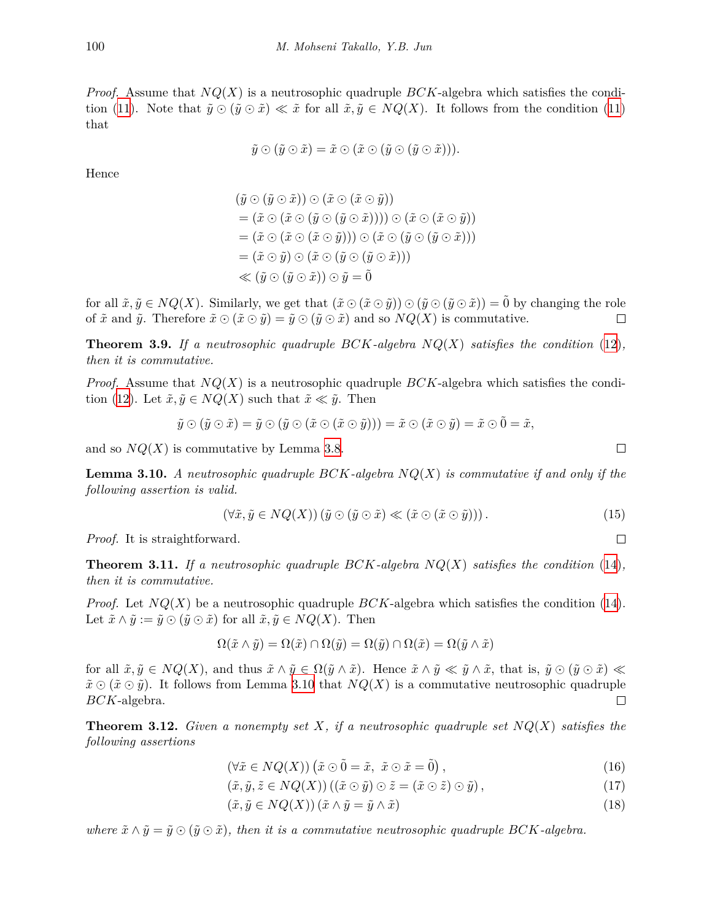*Proof.* Assume that $NQ(X)$ is a neutrosophic quadruple $BCK$-algebra which satisfies the condition (11). Note that $\tilde{y} \odot (\tilde{y} \odot \tilde{x}) \ll \tilde{x}$ for all $\tilde{x}, \tilde{y} \in NQ(X)$. It follows from the condition (11) that

$$\tilde{y} \odot (\tilde{y} \odot \tilde{x}) = \tilde{x} \odot (\tilde{x} \odot (\tilde{y} \odot (\tilde{y} \odot \tilde{x}))).$$

Hence

$$\begin{aligned}
&(\tilde{y} \odot (\tilde{y} \odot \tilde{x})) \odot (\tilde{x} \odot (\tilde{x} \odot \tilde{y})) \\
&= (\tilde{x} \odot (\tilde{x} \odot (\tilde{y} \odot (\tilde{y} \odot \tilde{x})))) \odot (\tilde{x} \odot (\tilde{x} \odot \tilde{y})) \\
&= (\tilde{x} \odot (\tilde{x} \odot (\tilde{x} \odot \tilde{y}))) \odot (\tilde{x} \odot (\tilde{y} \odot (\tilde{y} \odot \tilde{x}))) \\
&= (\tilde{x} \odot \tilde{y}) \odot (\tilde{x} \odot (\tilde{y} \odot (\tilde{y} \odot \tilde{x}))) \\
&\ll (\tilde{y} \odot (\tilde{y} \odot \tilde{x})) \odot \tilde{y} = \tilde{0}
\end{aligned}$$

for all $\tilde{x}, \tilde{y} \in NQ(X)$. Similarly, we get that $(\tilde{x} \odot (\tilde{x} \odot \tilde{y})) \odot (\tilde{y} \odot (\tilde{y} \odot \tilde{x})) = \tilde{0}$ by changing the role of $\tilde{x}$ and $\tilde{y}$. Therefore $\tilde{x} \odot (\tilde{x} \odot \tilde{y}) = \tilde{y} \odot (\tilde{y} \odot \tilde{x})$ and so $NQ(X)$ is commutative. □

**Theorem 3.9.** *If a neutrosophic quadruple $BCK$-algebra $NQ(X)$ satisfies the condition (12), then it is commutative.*

*Proof.* Assume that $NQ(X)$ is a neutrosophic quadruple $BCK$-algebra which satisfies the condition (12). Let $\tilde{x}, \tilde{y} \in NQ(X)$ such that $\tilde{x} \ll \tilde{y}$. Then

$$\tilde{y} \odot (\tilde{y} \odot \tilde{x}) = \tilde{y} \odot (\tilde{y} \odot (\tilde{x} \odot (\tilde{x} \odot \tilde{y}))) = \tilde{x} \odot (\tilde{x} \odot \tilde{y}) = \tilde{x} \odot \tilde{0} = \tilde{x},$$

and so $NQ(X)$ is commutative by Lemma 3.8. □

**Lemma 3.10.** *A neutrosophic quadruple $BCK$-algebra $NQ(X)$ is commutative if and only if the following assertion is valid.*

$$(\forall \tilde{x}, \tilde{y} \in NQ(X)) \, (\tilde{y} \odot (\tilde{y} \odot \tilde{x}) \ll (\tilde{x} \odot (\tilde{x} \odot \tilde{y}))) \,. \tag{15}$$

*Proof.* It is straightforward. □

**Theorem 3.11.** *If a neutrosophic quadruple $BCK$-algebra $NQ(X)$ satisfies the condition (14), then it is commutative.*

*Proof.* Let $NQ(X)$ be a neutrosophic quadruple $BCK$-algebra which satisfies the condition (14). Let $\tilde{x} \wedge \tilde{y} := \tilde{y} \odot (\tilde{y} \odot \tilde{x})$ for all $\tilde{x}, \tilde{y} \in NQ(X)$. Then

$$\Omega(\tilde{x} \wedge \tilde{y}) = \Omega(\tilde{x}) \cap \Omega(\tilde{y}) = \Omega(\tilde{y}) \cap \Omega(\tilde{x}) = \Omega(\tilde{y} \wedge \tilde{x})$$

for all $\tilde{x}, \tilde{y} \in NQ(X)$, and thus $\tilde{x} \wedge \tilde{y} \in \Omega(\tilde{y} \wedge \tilde{x})$. Hence $\tilde{x} \wedge \tilde{y} \ll \tilde{y} \wedge \tilde{x}$, that is, $\tilde{y} \odot (\tilde{y} \odot \tilde{x}) \ll \tilde{x} \odot (\tilde{x} \odot \tilde{y})$. It follows from Lemma 3.10 that $NQ(X)$ is a commutative neutrosophic quadruple $BCK$-algebra. □

**Theorem 3.12.** *Given a nonempty set $X$, if a neutrosophic quadruple set $NQ(X)$ satisfies the following assertions*

$$(\forall \tilde{x} \in NQ(X)) \left(\tilde{x} \odot \tilde{0} = \tilde{x}, \ \tilde{x} \odot \tilde{x} = \tilde{0}\right), \tag{16}$$

$$(\tilde{x}, \tilde{y}, \tilde{z} \in NQ(X)) \left((\tilde{x} \odot \tilde{y}) \odot \tilde{z} = (\tilde{x} \odot \tilde{z}) \odot \tilde{y}\right), \tag{17}$$

$$(\tilde{x}, \tilde{y} \in NQ(X)) \left(\tilde{x} \wedge \tilde{y} = \tilde{y} \wedge \tilde{x}\right) \tag{18}$$

*where $\tilde{x} \wedge \tilde{y} = \tilde{y} \odot (\tilde{y} \odot \tilde{x})$, then it is a commutative neutrosophic quadruple $BCK$-algebra.*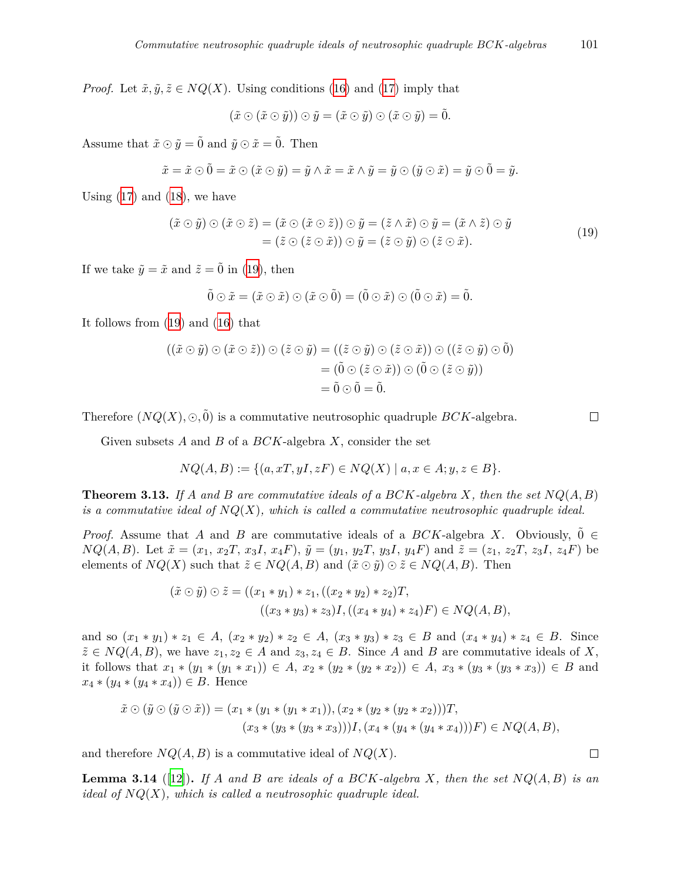*Proof.* Let $\tilde{x}, \tilde{y}, \tilde{z} \in NQ(X)$. Using conditions (16) and (17) imply that

$$(\tilde{x} \odot (\tilde{x} \odot \tilde{y})) \odot \tilde{y} = (\tilde{x} \odot \tilde{y}) \odot (\tilde{x} \odot \tilde{y}) = \tilde{0}.$$

Assume that $\tilde{x} \odot \tilde{y} = \tilde{0}$ and $\tilde{y} \odot \tilde{x} = \tilde{0}$. Then

$$\tilde{x} = \tilde{x} \odot \tilde{0} = \tilde{x} \odot (\tilde{x} \odot \tilde{y}) = \tilde{y} \wedge \tilde{x} = \tilde{x} \wedge \tilde{y} = \tilde{y} \odot (\tilde{y} \odot \tilde{x}) = \tilde{y} \odot \tilde{0} = \tilde{y}.$$

Using (17) and (18), we have

$$\begin{aligned}(\tilde{x} \odot \tilde{y}) \odot (\tilde{x} \odot \tilde{z}) &= (\tilde{x} \odot (\tilde{x} \odot \tilde{z})) \odot \tilde{y} = (\tilde{z} \wedge \tilde{x}) \odot \tilde{y} = (\tilde{x} \wedge \tilde{z}) \odot \tilde{y} \\ &= (\tilde{z} \odot (\tilde{z} \odot \tilde{x})) \odot \tilde{y} = (\tilde{z} \odot \tilde{y}) \odot (\tilde{z} \odot \tilde{x}).\end{aligned} \tag{19}$$

If we take $\tilde{y} = \tilde{x}$ and $\tilde{z} = \tilde{0}$ in (19), then

$$\tilde{0} \odot \tilde{x} = (\tilde{x} \odot \tilde{x}) \odot (\tilde{x} \odot \tilde{0}) = (\tilde{0} \odot \tilde{x}) \odot (\tilde{0} \odot \tilde{x}) = \tilde{0}.$$

It follows from (19) and (16) that

$$\begin{aligned}((\tilde{x} \odot \tilde{y}) \odot (\tilde{x} \odot \tilde{z})) \odot (\tilde{z} \odot \tilde{y}) &= ((\tilde{z} \odot \tilde{y}) \odot (\tilde{z} \odot \tilde{x})) \odot ((\tilde{z} \odot \tilde{y}) \odot \tilde{0}) \\ &= (\tilde{0} \odot (\tilde{z} \odot \tilde{x})) \odot (\tilde{0} \odot (\tilde{z} \odot \tilde{y})) \\ &= \tilde{0} \odot \tilde{0} = \tilde{0}.\end{aligned}$$

Therefore $(NQ(X), \odot, \tilde{0})$ is a commutative neutrosophic quadruple $BCK$-algebra. □

Given subsets $A$ and $B$ of a $BCK$-algebra $X$, consider the set

$$NQ(A, B) := \{(a, xT, yI, zF) \in NQ(X) \mid a, x \in A; y, z \in B\}.$$

**Theorem 3.13.** *If $A$ and $B$ are commutative ideals of a $BCK$-algebra $X$, then the set $NQ(A, B)$ is a commutative ideal of $NQ(X)$, which is called a commutative neutrosophic quadruple ideal.*

*Proof.* Assume that $A$ and $B$ are commutative ideals of a $BCK$-algebra $X$. Obviously, $\tilde{0} \in NQ(A, B)$. Let $\tilde{x} = (x_1,\, x_2T,\, x_3I,\, x_4F)$, $\tilde{y} = (y_1,\, y_2T,\, y_3I,\, y_4F)$ and $\tilde{z} = (z_1,\, z_2T,\, z_3I,\, z_4F)$ be elements of $NQ(X)$ such that $\tilde{z} \in NQ(A, B)$ and $(\tilde{x} \odot \tilde{y}) \odot \tilde{z} \in NQ(A, B)$. Then

$$\begin{aligned}(\tilde{x} \odot \tilde{y}) \odot \tilde{z} = ((x_1 * y_1) * z_1, &((x_2 * y_2) * z_2)T, \\ &((x_3 * y_3) * z_3)I, ((x_4 * y_4) * z_4)F) \in NQ(A, B),\end{aligned}$$

and so $(x_1 * y_1) * z_1 \in A$, $(x_2 * y_2) * z_2 \in A$, $(x_3 * y_3) * z_3 \in B$ and $(x_4 * y_4) * z_4 \in B$. Since $\tilde{z} \in NQ(A, B)$, we have $z_1, z_2 \in A$ and $z_3, z_4 \in B$. Since $A$ and $B$ are commutative ideals of $X$, it follows that $x_1 * (y_1 * (y_1 * x_1)) \in A$, $x_2 * (y_2 * (y_2 * x_2)) \in A$, $x_3 * (y_3 * (y_3 * x_3)) \in B$ and $x_4 * (y_4 * (y_4 * x_4)) \in B$. Hence

$$\begin{aligned}\tilde{x} \odot (\tilde{y} \odot (\tilde{y} \odot \tilde{x})) = (x_1 * (y_1 * (y_1 * x_1)), &(x_2 * (y_2 * (y_2 * x_2)))T, \\ &(x_3 * (y_3 * (y_3 * x_3)))I, (x_4 * (y_4 * (y_4 * x_4)))F) \in NQ(A, B),\end{aligned}$$

and therefore $NQ(A, B)$ is a commutative ideal of $NQ(X)$. □

**Lemma 3.14** ([12])**.** *If $A$ and $B$ are ideals of a $BCK$-algebra $X$, then the set $NQ(A, B)$ is an ideal of $NQ(X)$, which is called a neutrosophic quadruple ideal.*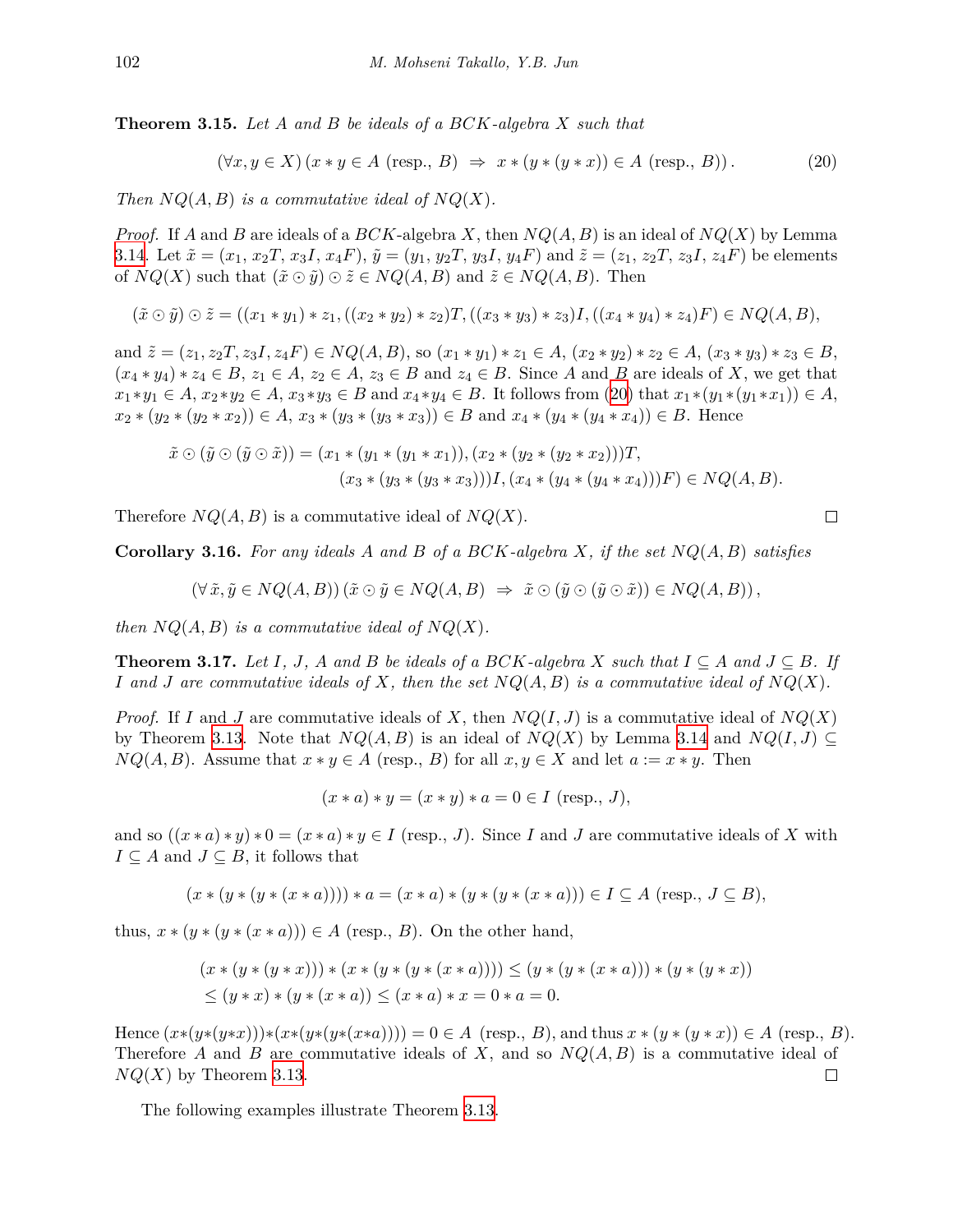**Theorem 3.15.** *Let $A$ and $B$ be ideals of a $BCK$-algebra $X$ such that*

$$(\forall x, y \in X)\,(x * y \in A \text{ (resp., } B) \;\Rightarrow\; x * (y * (y * x)) \in A \text{ (resp., } B)). \tag{20}$$

*Then $NQ(A, B)$ is a commutative ideal of $NQ(X)$.*

*Proof.* If $A$ and $B$ are ideals of a $BCK$-algebra $X$, then $NQ(A, B)$ is an ideal of $NQ(X)$ by Lemma 3.14. Let $\tilde{x} = (x_1, x_2T, x_3I, x_4F)$, $\tilde{y} = (y_1, y_2T, y_3I, y_4F)$ and $\tilde{z} = (z_1, z_2T, z_3I, z_4F)$ be elements of $NQ(X)$ such that $(\tilde{x} \odot \tilde{y}) \odot \tilde{z} \in NQ(A, B)$ and $\tilde{z} \in NQ(A, B)$. Then

$$(\tilde{x} \odot \tilde{y}) \odot \tilde{z} = ((x_1 * y_1) * z_1, ((x_2 * y_2) * z_2)T, ((x_3 * y_3) * z_3)I, ((x_4 * y_4) * z_4)F) \in NQ(A, B),$$

and $\tilde{z} = (z_1, z_2T, z_3I, z_4F) \in NQ(A, B)$, so $(x_1 * y_1) * z_1 \in A$, $(x_2 * y_2) * z_2 \in A$, $(x_3 * y_3) * z_3 \in B$, $(x_4 * y_4) * z_4 \in B$, $z_1 \in A$, $z_2 \in A$, $z_3 \in B$ and $z_4 \in B$. Since $A$ and $B$ are ideals of $X$, we get that $x_1 * y_1 \in A$, $x_2 * y_2 \in A$, $x_3 * y_3 \in B$ and $x_4 * y_4 \in B$. It follows from (20) that $x_1 * (y_1 * (y_1 * x_1)) \in A$, $x_2 * (y_2 * (y_2 * x_2)) \in A$, $x_3 * (y_3 * (y_3 * x_3)) \in B$ and $x_4 * (y_4 * (y_4 * x_4)) \in B$. Hence

$$\begin{aligned}\tilde{x} \odot (\tilde{y} \odot (\tilde{y} \odot \tilde{x})) = (&x_1 * (y_1 * (y_1 * x_1)), (x_2 * (y_2 * (y_2 * x_2)))T,\\ &(x_3 * (y_3 * (y_3 * x_3)))I, (x_4 * (y_4 * (y_4 * x_4)))F) \in NQ(A, B).\end{aligned}$$

Therefore $NQ(A, B)$ is a commutative ideal of $NQ(X)$. □

**Corollary 3.16.** *For any ideals $A$ and $B$ of a $BCK$-algebra $X$, if the set $NQ(A, B)$ satisfies*

$$(\forall\, \tilde{x}, \tilde{y} \in NQ(A, B))\,(\tilde{x} \odot \tilde{y} \in NQ(A, B) \;\Rightarrow\; \tilde{x} \odot (\tilde{y} \odot (\tilde{y} \odot \tilde{x})) \in NQ(A, B)),$$

*then $NQ(A, B)$ is a commutative ideal of $NQ(X)$.*

**Theorem 3.17.** *Let $I$, $J$, $A$ and $B$ be ideals of a $BCK$-algebra $X$ such that $I \subseteq A$ and $J \subseteq B$. If $I$ and $J$ are commutative ideals of $X$, then the set $NQ(A, B)$ is a commutative ideal of $NQ(X)$.*

*Proof.* If $I$ and $J$ are commutative ideals of $X$, then $NQ(I, J)$ is a commutative ideal of $NQ(X)$ by Theorem 3.13. Note that $NQ(A, B)$ is an ideal of $NQ(X)$ by Lemma 3.14 and $NQ(I, J) \subseteq NQ(A, B)$. Assume that $x * y \in A$ (resp., $B$) for all $x, y \in X$ and let $a := x * y$. Then

$$(x * a) * y = (x * y) * a = 0 \in I \text{ (resp., } J),$$

and so $((x * a) * y) * 0 = (x * a) * y \in I$ (resp., $J$). Since $I$ and $J$ are commutative ideals of $X$ with $I \subseteq A$ and $J \subseteq B$, it follows that

$$(x * (y * (y * (x * a)))) * a = (x * a) * (y * (y * (x * a))) \in I \subseteq A \text{ (resp., } J \subseteq B),$$

thus, $x * (y * (y * (x * a))) \in A$ (resp., $B$). On the other hand,

$$\begin{aligned}&(x * (y * (y * x))) * (x * (y * (y * (x * a)))) \leq (y * (y * (x * a))) * (y * (y * x))\\ &\leq (y * x) * (y * (x * a)) \leq (x * a) * x = 0 * a = 0.\end{aligned}$$

Hence $(x*(y*(y*x)))*(x*(y*(y*(x*a)))) = 0 \in A$ (resp., $B$), and thus $x * (y * (y * x)) \in A$ (resp., $B$). Therefore $A$ and $B$ are commutative ideals of $X$, and so $NQ(A, B)$ is a commutative ideal of $NQ(X)$ by Theorem 3.13. □

The following examples illustrate Theorem 3.13.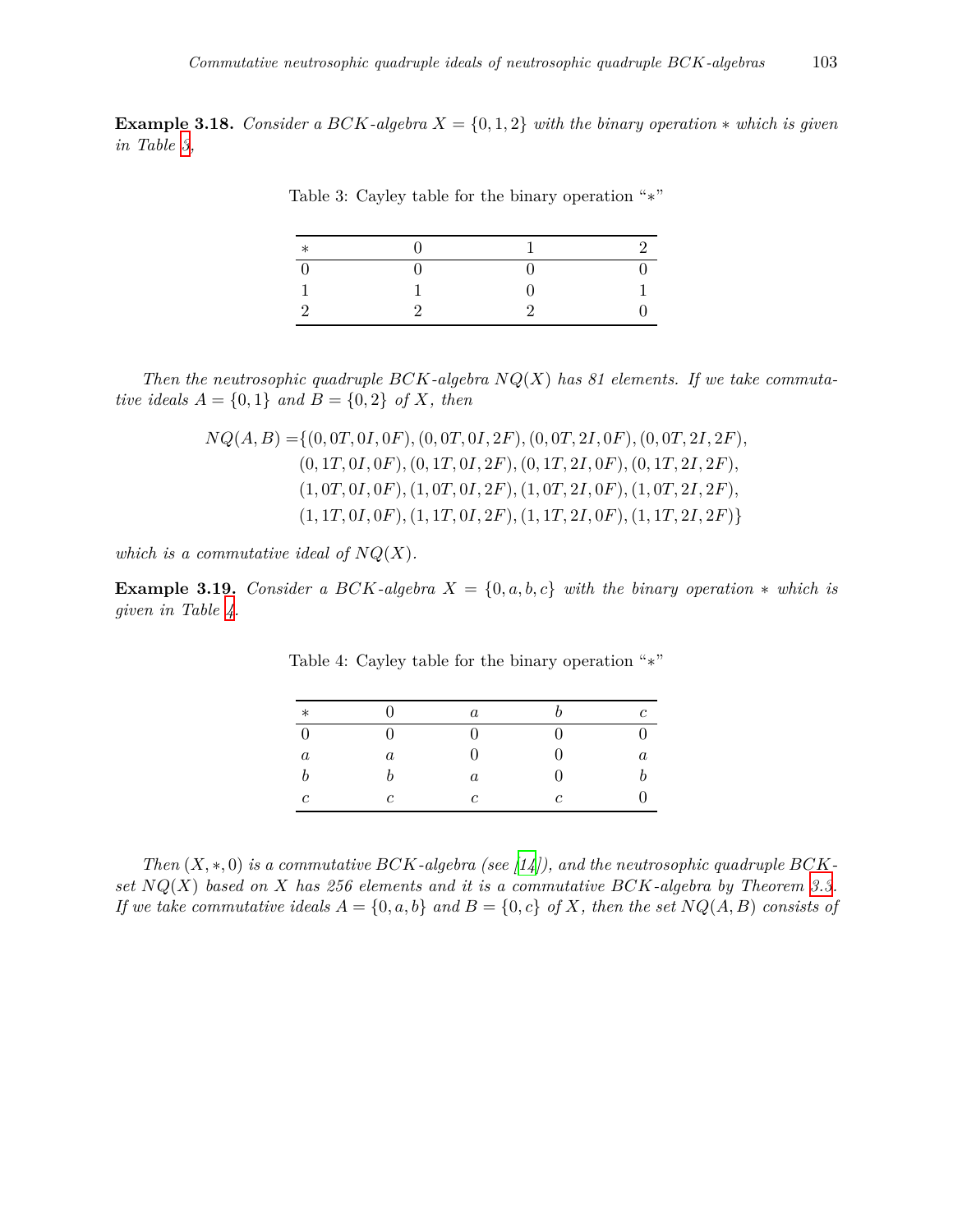**Example 3.18.** *Consider a BCK-algebra $X = \{0, 1, 2\}$ with the binary operation $*$ which is given in Table 3,*

Table 3: Cayley table for the binary operation "$*$"

| $*$ | 0 | 1 | 2 |
|---|---|---|---|
| 0 | 0 | 0 | 0 |
| 1 | 1 | 0 | 1 |
| 2 | 2 | 2 | 0 |

*Then the neutrosophic quadruple BCK-algebra $NQ(X)$ has 81 elements. If we take commutative ideals $A = \{0, 1\}$ and $B = \{0, 2\}$ of $X$, then*

$$
\begin{aligned}
NQ(A, B) =\{&(0, 0T, 0I, 0F), (0, 0T, 0I, 2F), (0, 0T, 2I, 0F), (0, 0T, 2I, 2F),\\
&(0, 1T, 0I, 0F), (0, 1T, 0I, 2F), (0, 1T, 2I, 0F), (0, 1T, 2I, 2F),\\
&(1, 0T, 0I, 0F), (1, 0T, 0I, 2F), (1, 0T, 2I, 0F), (1, 0T, 2I, 2F),\\
&(1, 1T, 0I, 0F), (1, 1T, 0I, 2F), (1, 1T, 2I, 0F), (1, 1T, 2I, 2F)\}
\end{aligned}
$$

*which is a commutative ideal of $NQ(X)$.*

**Example 3.19.** *Consider a BCK-algebra $X = \{0, a, b, c\}$ with the binary operation $*$ which is given in Table 4.*

Table 4: Cayley table for the binary operation "$*$"

| $*$ | 0 | $a$ | $b$ | $c$ |
|---|---|---|---|---|
| 0 | 0 | 0 | 0 | 0 |
| $a$ | $a$ | 0 | 0 | $a$ |
| $b$ | $b$ | $a$ | 0 | $b$ |
| $c$ | $c$ | $c$ | $c$ | 0 |

*Then $(X, *, 0)$ is a commutative BCK-algebra (see [14]), and the neutrosophic quadruple BCK-set $NQ(X)$ based on $X$ has 256 elements and it is a commutative BCK-algebra by Theorem 3.3. If we take commutative ideals $A = \{0, a, b\}$ and $B = \{0, c\}$ of $X$, then the set $NQ(A, B)$ consists of*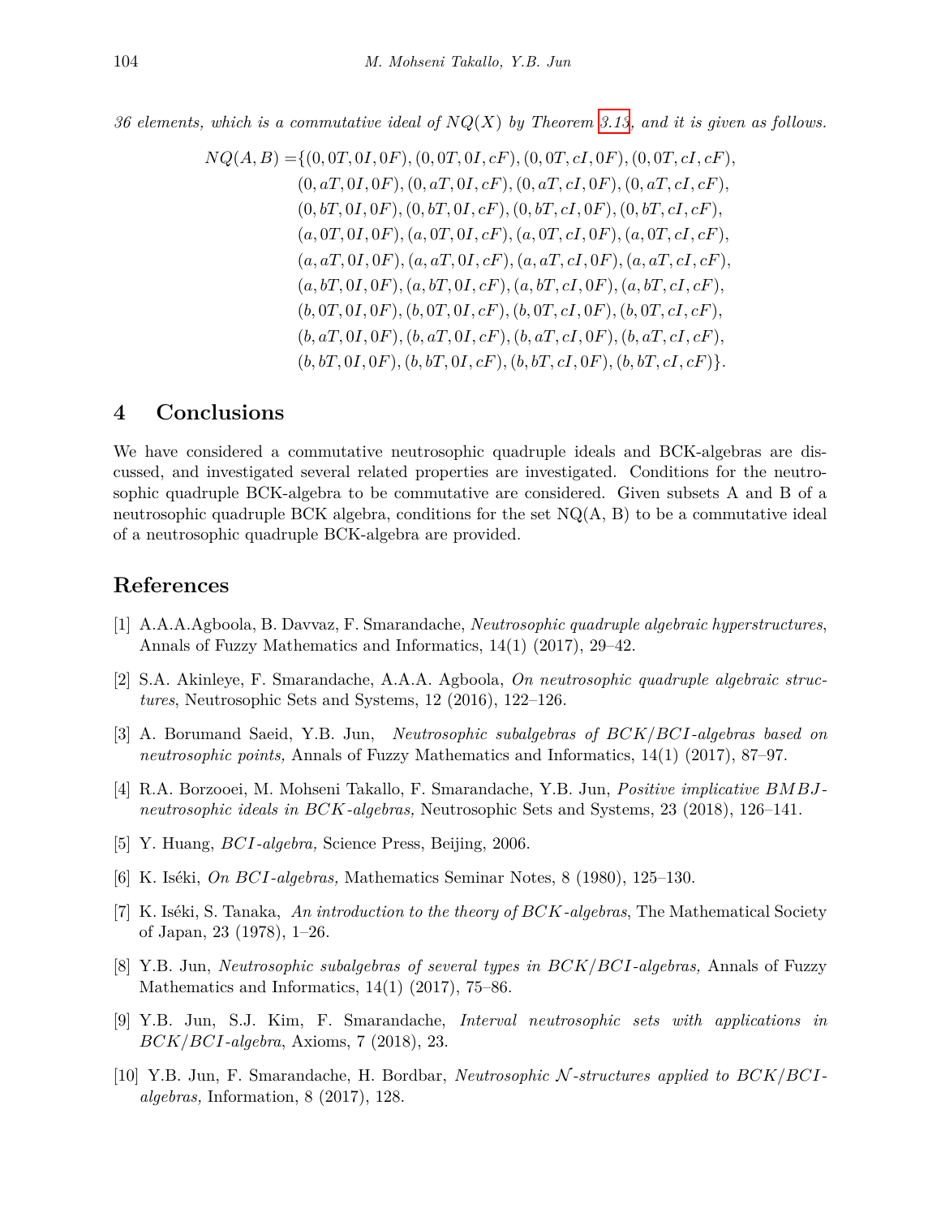*36 elements, which is a commutative ideal of $NQ(X)$ by Theorem 3.13, and it is given as follows.*

$$
\begin{aligned}
NQ(A,B) = \{&(0,0T,0I,0F),(0,0T,0I,cF),(0,0T,cI,0F),(0,0T,cI,cF),\\
&(0,aT,0I,0F),(0,aT,0I,cF),(0,aT,cI,0F),(0,aT,cI,cF),\\
&(0,bT,0I,0F),(0,bT,0I,cF),(0,bT,cI,0F),(0,bT,cI,cF),\\
&(a,0T,0I,0F),(a,0T,0I,cF),(a,0T,cI,0F),(a,0T,cI,cF),\\
&(a,aT,0I,0F),(a,aT,0I,cF),(a,aT,cI,0F),(a,aT,cI,cF),\\
&(a,bT,0I,0F),(a,bT,0I,cF),(a,bT,cI,0F),(a,bT,cI,cF),\\
&(b,0T,0I,0F),(b,0T,0I,cF),(b,0T,cI,0F),(b,0T,cI,cF),\\
&(b,aT,0I,0F),(b,aT,0I,cF),(b,aT,cI,0F),(b,aT,cI,cF),\\
&(b,bT,0I,0F),(b,bT,0I,cF),(b,bT,cI,0F),(b,bT,cI,cF)\}.
\end{aligned}
$$

## 4 Conclusions

We have considered a commutative neutrosophic quadruple ideals and BCK-algebras are discussed, and investigated several related properties are investigated. Conditions for the neutrosophic quadruple BCK-algebra to be commutative are considered. Given subsets A and B of a neutrosophic quadruple BCK algebra, conditions for the set NQ(A, B) to be a commutative ideal of a neutrosophic quadruple BCK-algebra are provided.

## References

[1] A.A.A.Agboola, B. Davvaz, F. Smarandache, *Neutrosophic quadruple algebraic hyperstructures*, Annals of Fuzzy Mathematics and Informatics, 14(1) (2017), 29–42.

[2] S.A. Akinleye, F. Smarandache, A.A.A. Agboola, *On neutrosophic quadruple algebraic structures*, Neutrosophic Sets and Systems, 12 (2016), 122–126.

[3] A. Borumand Saeid, Y.B. Jun, *Neutrosophic subalgebras of BCK/BCI-algebras based on neutrosophic points,* Annals of Fuzzy Mathematics and Informatics, 14(1) (2017), 87–97.

[4] R.A. Borzooei, M. Mohseni Takallo, F. Smarandache, Y.B. Jun, *Positive implicative BMBJ-neutrosophic ideals in BCK-algebras,* Neutrosophic Sets and Systems, 23 (2018), 126–141.

[5] Y. Huang, *BCI-algebra,* Science Press, Beijing, 2006.

[6] K. Iséki, *On BCI-algebras,* Mathematics Seminar Notes, 8 (1980), 125–130.

[7] K. Iséki, S. Tanaka, *An introduction to the theory of BCK-algebras*, The Mathematical Society of Japan, 23 (1978), 1–26.

[8] Y.B. Jun, *Neutrosophic subalgebras of several types in BCK/BCI-algebras,* Annals of Fuzzy Mathematics and Informatics, 14(1) (2017), 75–86.

[9] Y.B. Jun, S.J. Kim, F. Smarandache, *Interval neutrosophic sets with applications in BCK/BCI-algebra*, Axioms, 7 (2018), 23.

[10] Y.B. Jun, F. Smarandache, H. Bordbar, *Neutrosophic $\mathcal{N}$-structures applied to BCK/BCI-algebras,* Information, 8 (2017), 128.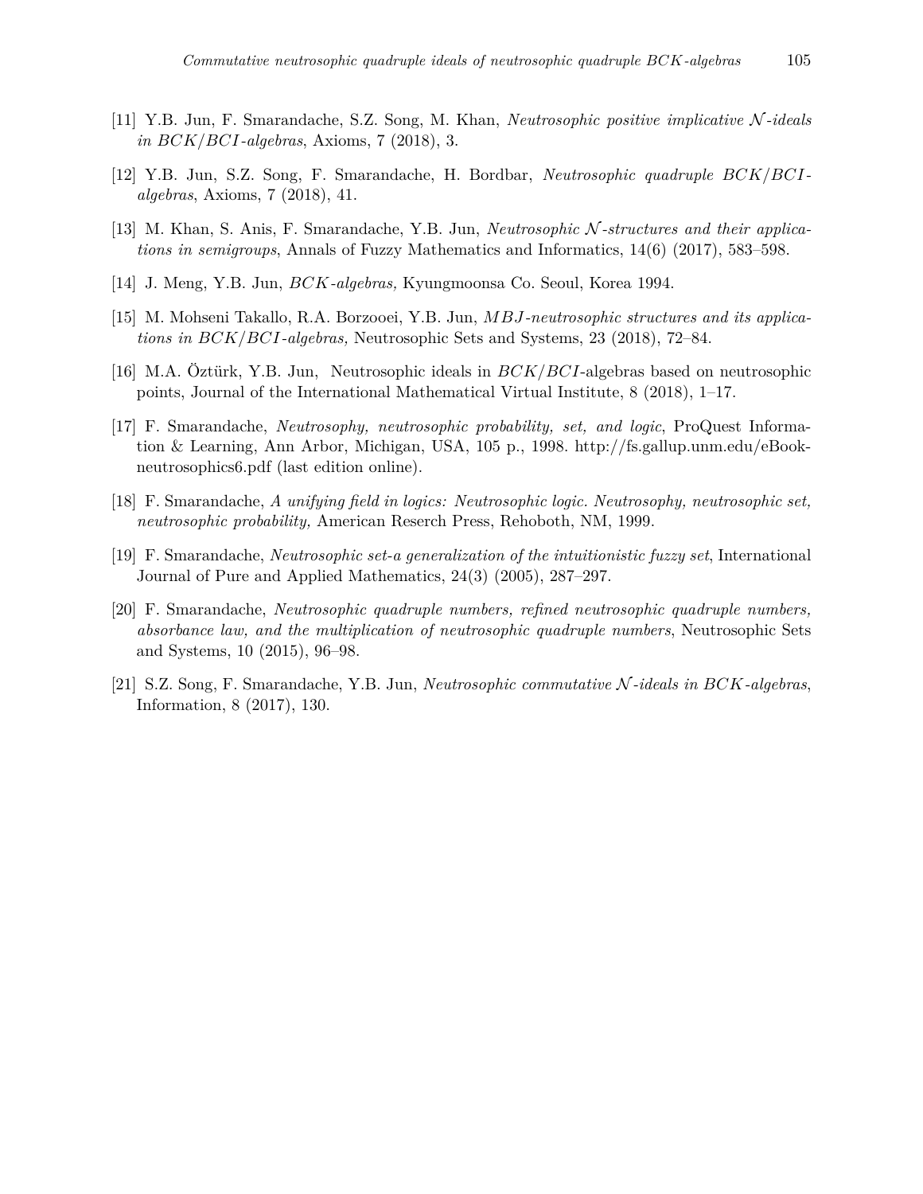[11] Y.B. Jun, F. Smarandache, S.Z. Song, M. Khan, *Neutrosophic positive implicative $\mathcal{N}$-ideals in BCK/BCI-algebras*, Axioms, 7 (2018), 3.

[12] Y.B. Jun, S.Z. Song, F. Smarandache, H. Bordbar, *Neutrosophic quadruple BCK/BCI-algebras*, Axioms, 7 (2018), 41.

[13] M. Khan, S. Anis, F. Smarandache, Y.B. Jun, *Neutrosophic $\mathcal{N}$-structures and their applications in semigroups*, Annals of Fuzzy Mathematics and Informatics, 14(6) (2017), 583–598.

[14] J. Meng, Y.B. Jun, *BCK-algebras,* Kyungmoonsa Co. Seoul, Korea 1994.

[15] M. Mohseni Takallo, R.A. Borzooei, Y.B. Jun, *MBJ-neutrosophic structures and its applications in BCK/BCI-algebras,* Neutrosophic Sets and Systems, 23 (2018), 72–84.

[16] M.A. Öztürk, Y.B. Jun, Neutrosophic ideals in *BCK/BCI*-algebras based on neutrosophic points, Journal of the International Mathematical Virtual Institute, 8 (2018), 1–17.

[17] F. Smarandache, *Neutrosophy, neutrosophic probability, set, and logic*, ProQuest Information & Learning, Ann Arbor, Michigan, USA, 105 p., 1998. http://fs.gallup.unm.edu/eBook-neutrosophics6.pdf (last edition online).

[18] F. Smarandache, *A unifying field in logics: Neutrosophic logic. Neutrosophy, neutrosophic set, neutrosophic probability,* American Reserch Press, Rehoboth, NM, 1999.

[19] F. Smarandache, *Neutrosophic set-a generalization of the intuitionistic fuzzy set*, International Journal of Pure and Applied Mathematics, 24(3) (2005), 287–297.

[20] F. Smarandache, *Neutrosophic quadruple numbers, refined neutrosophic quadruple numbers, absorbance law, and the multiplication of neutrosophic quadruple numbers*, Neutrosophic Sets and Systems, 10 (2015), 96–98.

[21] S.Z. Song, F. Smarandache, Y.B. Jun, *Neutrosophic commutative $\mathcal{N}$-ideals in BCK-algebras*, Information, 8 (2017), 130.